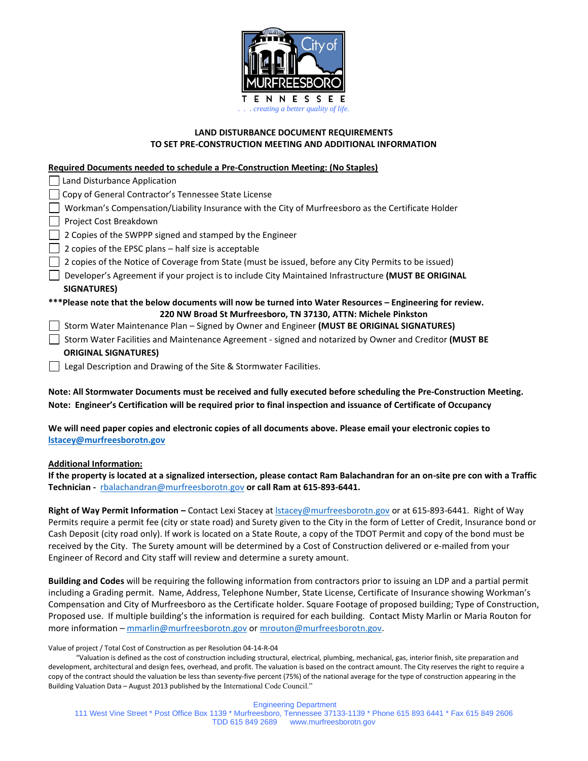City of MURFREESBORO TENNESSEE

*. . . creating a better quality of life.*

**LAND DISTURBANCE DOCUMENT REQUIREMENTS**
**TO SET PRE-CONSTRUCTION MEETING AND ADDITIONAL INFORMATION**

**Required Documents needed to schedule a Pre-Construction Meeting: (No Staples)**

- ☐ Land Disturbance Application
- ☐ Copy of General Contractor's Tennessee State License
- ☐ Workman's Compensation/Liability Insurance with the City of Murfreesboro as the Certificate Holder
- ☐ Project Cost Breakdown
- ☐ 2 Copies of the SWPPP signed and stamped by the Engineer
- ☐ 2 copies of the EPSC plans – half size is acceptable
- ☐ 2 copies of the Notice of Coverage from State (must be issued, before any City Permits to be issued)
- ☐ Developer's Agreement if your project is to include City Maintained Infrastructure **(MUST BE ORIGINAL SIGNATURES)**

**\*\*\*Please note that the below documents will now be turned into Water Resources – Engineering for review. 220 NW Broad St Murfreesboro, TN 37130, ATTN: Michele Pinkston**

- ☐ Storm Water Maintenance Plan – Signed by Owner and Engineer **(MUST BE ORIGINAL SIGNATURES)**
- ☐ Storm Water Facilities and Maintenance Agreement - signed and notarized by Owner and Creditor **(MUST BE ORIGINAL SIGNATURES)**
- ☐ Legal Description and Drawing of the Site & Stormwater Facilities.

**Note: All Stormwater Documents must be received and fully executed before scheduling the Pre-Construction Meeting.**
**Note: Engineer's Certification will be required prior to final inspection and issuance of Certificate of Occupancy**

**We will need paper copies and electronic copies of all documents above. Please email your electronic copies to lstacey@murfreesborotn.gov**

**Additional Information:**

**If the property is located at a signalized intersection, please contact Ram Balachandran for an on-site pre con with a Traffic Technician -** rbalachandran@murfreesborotn.gov **or call Ram at 615-893-6441.**

**Right of Way Permit Information –** Contact Lexi Stacey at lstacey@murfreesborotn.gov or at 615-893-6441. Right of Way Permits require a permit fee (city or state road) and Surety given to the City in the form of Letter of Credit, Insurance bond or Cash Deposit (city road only). If work is located on a State Route, a copy of the TDOT Permit and copy of the bond must be received by the City. The Surety amount will be determined by a Cost of Construction delivered or e-mailed from your Engineer of Record and City staff will review and determine a surety amount.

**Building and Codes** will be requiring the following information from contractors prior to issuing an LDP and a partial permit including a Grading permit. Name, Address, Telephone Number, State License, Certificate of Insurance showing Workman's Compensation and City of Murfreesboro as the Certificate holder. Square Footage of proposed building; Type of Construction, Proposed use. If multiple building's the information is required for each building. Contact Misty Marlin or Maria Routon for more information – mmarlin@murfreesborotn.gov or mrouton@murfreesborotn.gov.

Value of project / Total Cost of Construction as per Resolution 04-14-R-04

"Valuation is defined as the cost of construction including structural, electrical, plumbing, mechanical, gas, interior finish, site preparation and development, architectural and design fees, overhead, and profit. The valuation is based on the contract amount. The City reserves the right to require a copy of the contract should the valuation be less than seventy-five percent (75%) of the national average for the type of construction appearing in the Building Valuation Data – August 2013 published by the International Code Council."

Engineering Department
111 West Vine Street * Post Office Box 1139 * Murfreesboro, Tennessee 37133-1139 * Phone 615 893 6441 * Fax 615 849 2606
TDD 615 849 2689 www.murfreesborotn.gov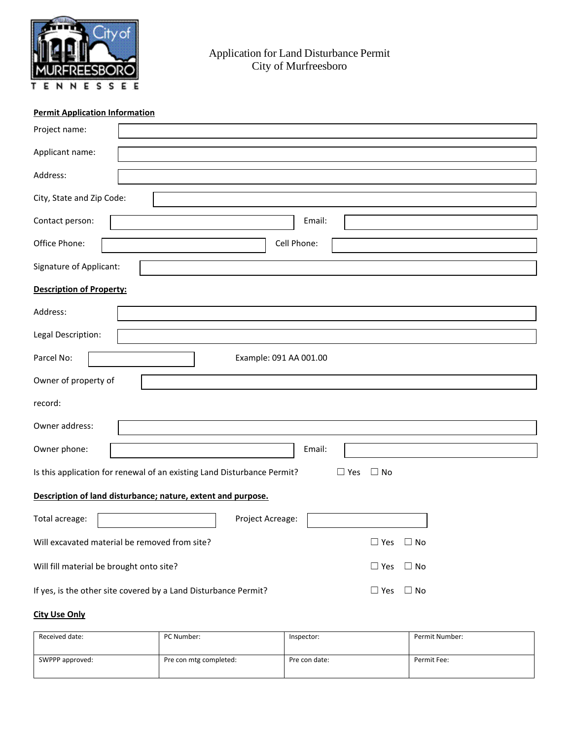# Application for Land Disturbance Permit
## City of Murfreesboro

**Permit Application Information**

Project name:

Applicant name:

Address:

City, State and Zip Code:

Contact person: Email:

Office Phone: Cell Phone:

Signature of Applicant:

**Description of Property:**

Address:

Legal Description:

Parcel No: Example: 091 AA 001.00

Owner of property of record:

Owner address:

Owner phone: Email:

Is this application for renewal of an existing Land Disturbance Permit? ☐ Yes ☐ No

**Description of land disturbance; nature, extent and purpose.**

Total acreage: Project Acreage:

Will excavated material be removed from site? ☐ Yes ☐ No

Will fill material be brought onto site? ☐ Yes ☐ No

If yes, is the other site covered by a Land Disturbance Permit? ☐ Yes ☐ No

**City Use Only**

| Received date: | PC Number: | Inspector: | Permit Number: |
|---|---|---|---|
| SWPPP approved: | Pre con mtg completed: | Pre con date: | Permit Fee: |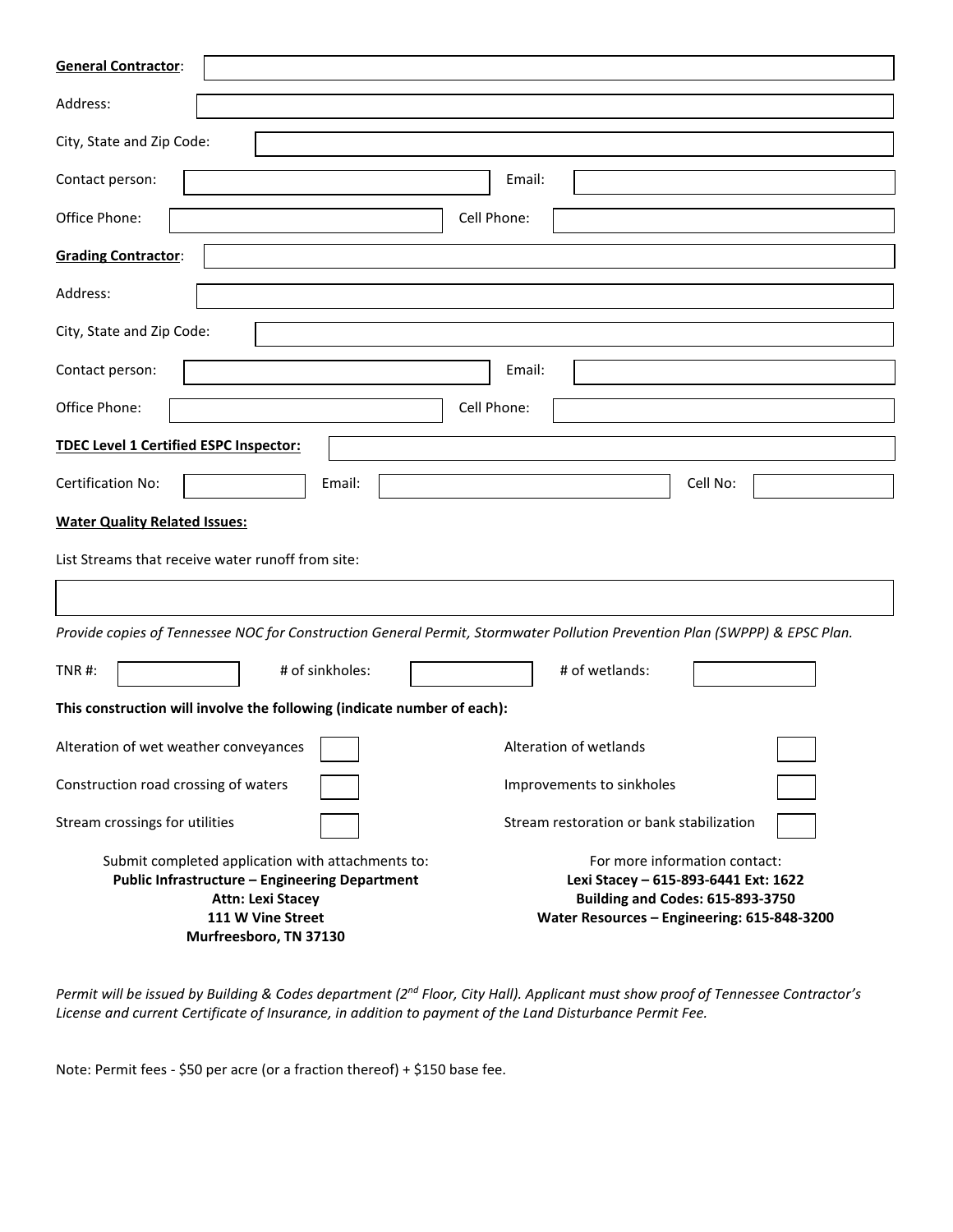**General Contractor**:

Address:

City, State and Zip Code:

Contact person: Email:

Office Phone: Cell Phone:

**Grading Contractor**:

Address:

City, State and Zip Code:

Contact person: Email:

Office Phone: Cell Phone:

**TDEC Level 1 Certified ESPC Inspector:**

Certification No: Email: Cell No:

**Water Quality Related Issues:**

List Streams that receive water runoff from site:

*Provide copies of Tennessee NOC for Construction General Permit, Stormwater Pollution Prevention Plan (SWPPP) & EPSC Plan.*

TNR #: # of sinkholes: # of wetlands:

**This construction will involve the following (indicate number of each):**

| | | | |
|---|---|---|---|
| Alteration of wet weather conveyances | | Alteration of wetlands | |
| Construction road crossing of waters | | Improvements to sinkholes | |
| Stream crossings for utilities | | Stream restoration or bank stabilization | |

Submit completed application with attachments to:
**Public Infrastructure – Engineering Department**
**Attn: Lexi Stacey**
**111 W Vine Street**
**Murfreesboro, TN 37130**

For more information contact:
**Lexi Stacey – 615-893-6441 Ext: 1622**
**Building and Codes: 615-893-3750**
**Water Resources – Engineering: 615-848-3200**

*Permit will be issued by Building & Codes department (2nd Floor, City Hall). Applicant must show proof of Tennessee Contractor's License and current Certificate of Insurance, in addition to payment of the Land Disturbance Permit Fee.*

Note: Permit fees - $50 per acre (or a fraction thereof) + $150 base fee.